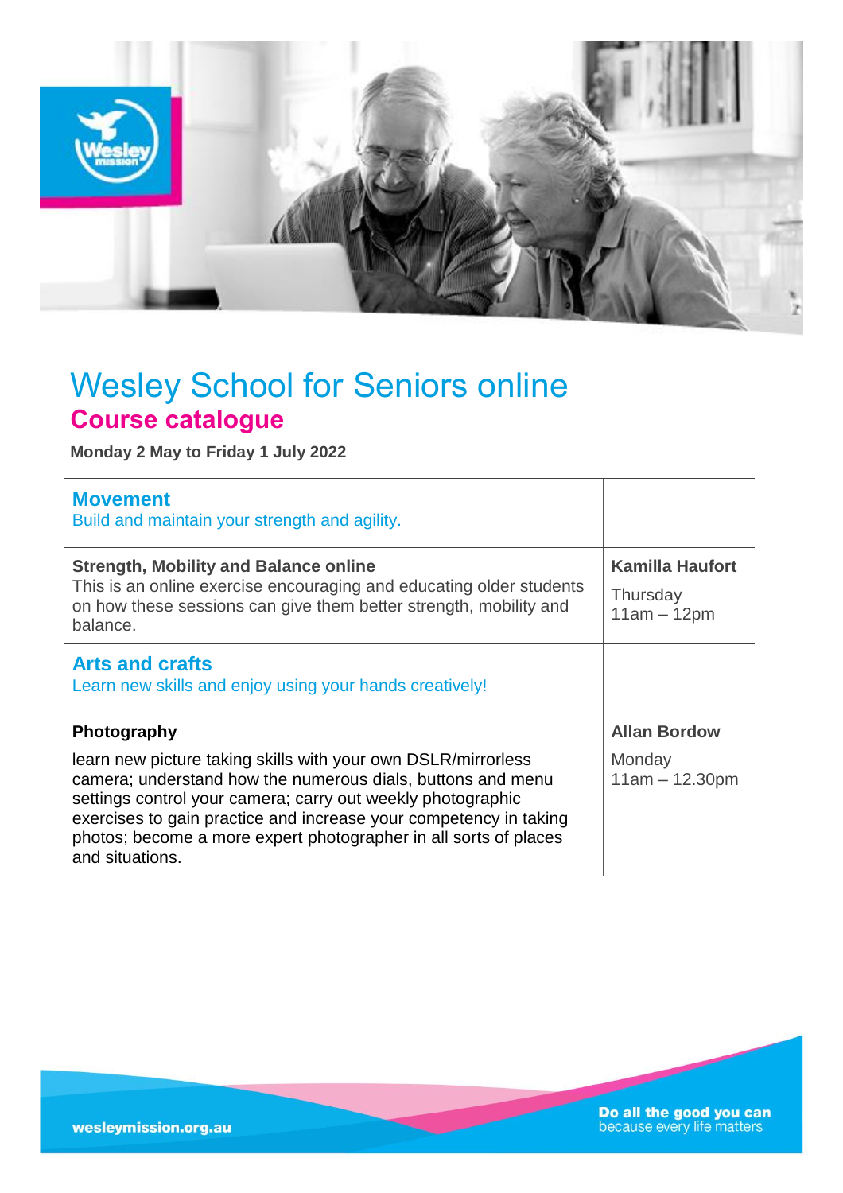# Wesley School for Seniors online

## Course catalogue

**Monday 2 May to Friday 1 July 2022**

| | |
|---|---|
| **Movement**<br>Build and maintain your strength and agility. | |
| **Strength, Mobility and Balance online**<br>This is an online exercise encouraging and educating older students on how these sessions can give them better strength, mobility and balance. | **Kamilla Haufort**<br>Thursday<br>11am – 12pm |
| **Arts and crafts**<br>Learn new skills and enjoy using your hands creatively! | |
| **Photography**<br>learn new picture taking skills with your own DSLR/mirrorless camera; understand how the numerous dials, buttons and menu settings control your camera; carry out weekly photographic exercises to gain practice and increase your competency in taking photos; become a more expert photographer in all sorts of places and situations. | **Allan Bordow**<br>Monday<br>11am – 12.30pm |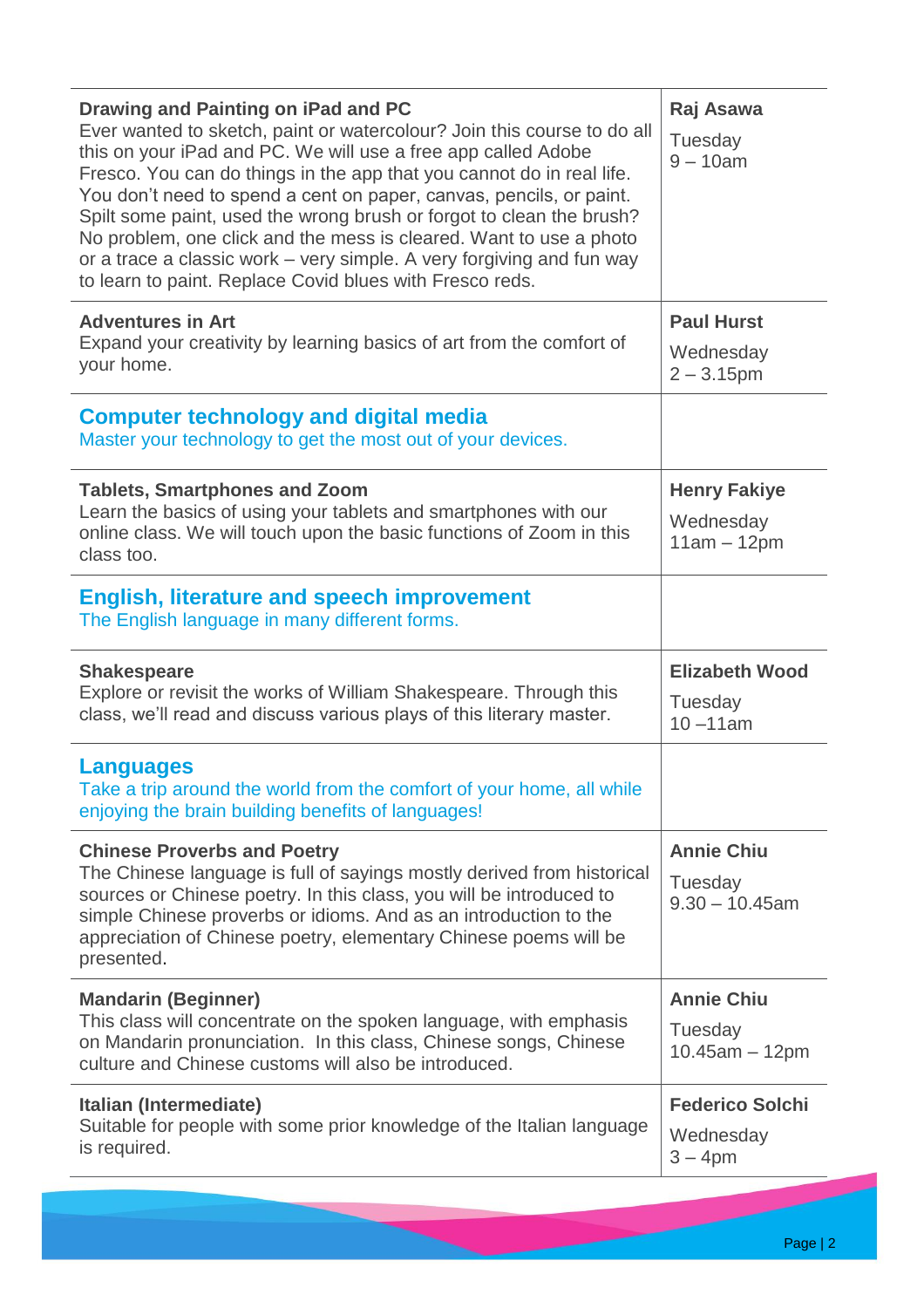| | |
|---|---|
| **Drawing and Painting on iPad and PC**<br>Ever wanted to sketch, paint or watercolour? Join this course to do all this on your iPad and PC. We will use a free app called Adobe Fresco. You can do things in the app that you cannot do in real life. You don't need to spend a cent on paper, canvas, pencils, or paint. Spilt some paint, used the wrong brush or forgot to clean the brush? No problem, one click and the mess is cleared. Want to use a photo or a trace a classic work – very simple. A very forgiving and fun way to learn to paint. Replace Covid blues with Fresco reds. | **Raj Asawa**<br>Tuesday<br>9 – 10am |
| **Adventures in Art**<br>Expand your creativity by learning basics of art from the comfort of your home. | **Paul Hurst**<br>Wednesday<br>2 – 3.15pm |
| **Computer technology and digital media**<br>Master your technology to get the most out of your devices. | |
| **Tablets, Smartphones and Zoom**<br>Learn the basics of using your tablets and smartphones with our online class. We will touch upon the basic functions of Zoom in this class too. | **Henry Fakiye**<br>Wednesday<br>11am – 12pm |
| **English, literature and speech improvement**<br>The English language in many different forms. | |
| **Shakespeare**<br>Explore or revisit the works of William Shakespeare. Through this class, we'll read and discuss various plays of this literary master. | **Elizabeth Wood**<br>Tuesday<br>10 –11am |
| **Languages**<br>Take a trip around the world from the comfort of your home, all while enjoying the brain building benefits of languages! | |
| **Chinese Proverbs and Poetry**<br>The Chinese language is full of sayings mostly derived from historical sources or Chinese poetry. In this class, you will be introduced to simple Chinese proverbs or idioms. And as an introduction to the appreciation of Chinese poetry, elementary Chinese poems will be presented. | **Annie Chiu**<br>Tuesday<br>9.30 – 10.45am |
| **Mandarin (Beginner)**<br>This class will concentrate on the spoken language, with emphasis on Mandarin pronunciation. In this class, Chinese songs, Chinese culture and Chinese customs will also be introduced. | **Annie Chiu**<br>Tuesday<br>10.45am – 12pm |
| **Italian (Intermediate)**<br>Suitable for people with some prior knowledge of the Italian language is required. | **Federico Solchi**<br>Wednesday<br>3 – 4pm |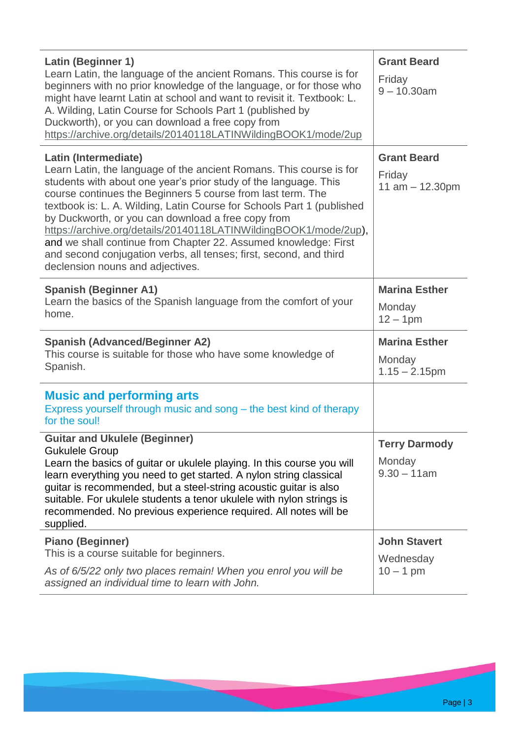| | |
|---|---|
| **Latin (Beginner 1)**<br>Learn Latin, the language of the ancient Romans. This course is for beginners with no prior knowledge of the language, or for those who might have learnt Latin at school and want to revisit it. Textbook: L. A. Wilding, Latin Course for Schools Part 1 (published by Duckworth), or you can download a free copy from https://archive.org/details/20140118LATINWildingBOOK1/mode/2up | **Grant Beard**<br>Friday<br>9 – 10.30am |
| **Latin (Intermediate)**<br>Learn Latin, the language of the ancient Romans. This course is for students with about one year's prior study of the language. This course continues the Beginners 5 course from last term. The textbook is: L. A. Wilding, Latin Course for Schools Part 1 (published by Duckworth, or you can download a free copy from https://archive.org/details/20140118LATINWildingBOOK1/mode/2up), and we shall continue from Chapter 22. Assumed knowledge: First and second conjugation verbs, all tenses; first, second, and third declension nouns and adjectives. | **Grant Beard**<br>Friday<br>11 am – 12.30pm |
| **Spanish (Beginner A1)**<br>Learn the basics of the Spanish language from the comfort of your home. | **Marina Esther**<br>Monday<br>12 – 1pm |
| **Spanish (Advanced/Beginner A2)**<br>This course is suitable for those who have some knowledge of Spanish. | **Marina Esther**<br>Monday<br>1.15 – 2.15pm |
| **Music and performing arts**<br>Express yourself through music and song – the best kind of therapy for the soul! | |
| **Guitar and Ukulele (Beginner)**<br>Gukulele Group<br>Learn the basics of guitar or ukulele playing. In this course you will learn everything you need to get started. A nylon string classical guitar is recommended, but a steel-string acoustic guitar is also suitable. For ukulele students a tenor ukulele with nylon strings is recommended. No previous experience required. All notes will be supplied. | **Terry Darmody**<br>Monday<br>9.30 – 11am |
| **Piano (Beginner)**<br>This is a course suitable for beginners.<br>*As of 6/5/22 only two places remain! When you enrol you will be assigned an individual time to learn with John.* | **John Stavert**<br>Wednesday<br>10 – 1 pm |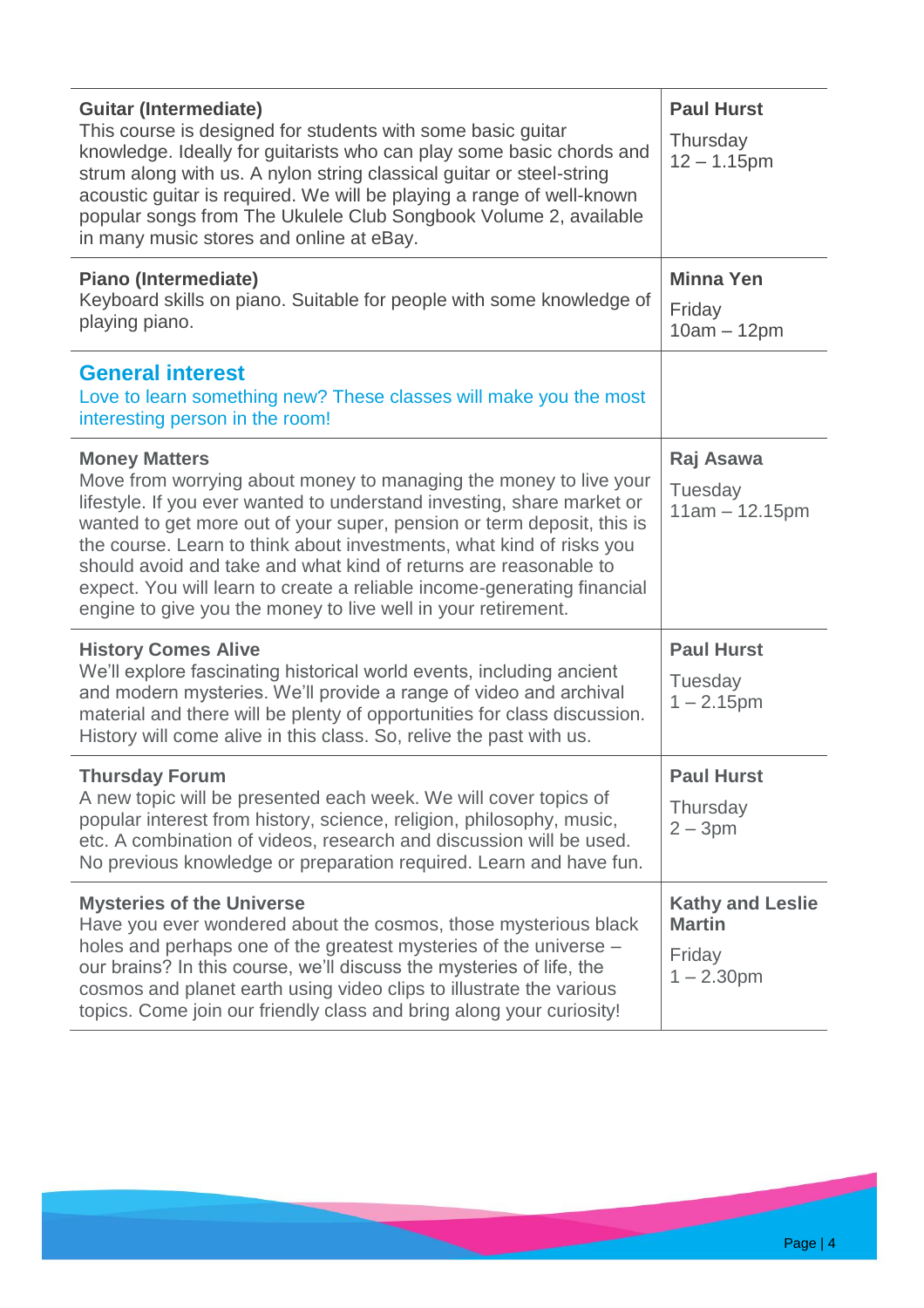| | |
|---|---|
| **Guitar (Intermediate)**<br>This course is designed for students with some basic guitar knowledge. Ideally for guitarists who can play some basic chords and strum along with us. A nylon string classical guitar or steel-string acoustic guitar is required. We will be playing a range of well-known popular songs from The Ukulele Club Songbook Volume 2, available in many music stores and online at eBay. | **Paul Hurst**<br>Thursday<br>12 – 1.15pm |
| **Piano (Intermediate)**<br>Keyboard skills on piano. Suitable for people with some knowledge of playing piano. | **Minna Yen**<br>Friday<br>10am – 12pm |
| **General interest**<br>Love to learn something new? These classes will make you the most interesting person in the room! | |
| **Money Matters**<br>Move from worrying about money to managing the money to live your lifestyle. If you ever wanted to understand investing, share market or wanted to get more out of your super, pension or term deposit, this is the course. Learn to think about investments, what kind of risks you should avoid and take and what kind of returns are reasonable to expect. You will learn to create a reliable income-generating financial engine to give you the money to live well in your retirement. | **Raj Asawa**<br>Tuesday<br>11am – 12.15pm |
| **History Comes Alive**<br>We'll explore fascinating historical world events, including ancient and modern mysteries. We'll provide a range of video and archival material and there will be plenty of opportunities for class discussion. History will come alive in this class. So, relive the past with us. | **Paul Hurst**<br>Tuesday<br>1 – 2.15pm |
| **Thursday Forum**<br>A new topic will be presented each week. We will cover topics of popular interest from history, science, religion, philosophy, music, etc. A combination of videos, research and discussion will be used. No previous knowledge or preparation required. Learn and have fun. | **Paul Hurst**<br>Thursday<br>2 – 3pm |
| **Mysteries of the Universe**<br>Have you ever wondered about the cosmos, those mysterious black holes and perhaps one of the greatest mysteries of the universe – our brains? In this course, we'll discuss the mysteries of life, the cosmos and planet earth using video clips to illustrate the various topics. Come join our friendly class and bring along your curiosity! | **Kathy and Leslie Martin**<br>Friday<br>1 – 2.30pm |